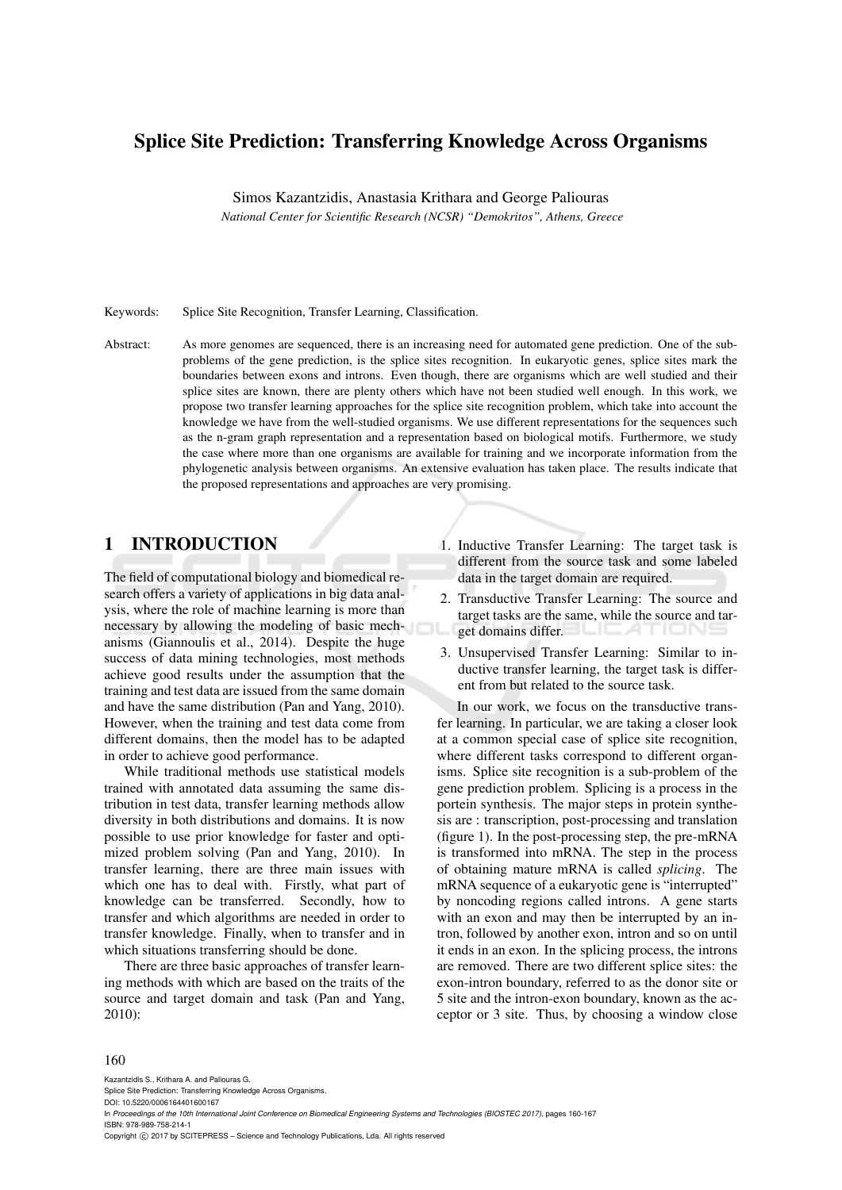# Splice Site Prediction: Transferring Knowledge Across Organisms

Simos Kazantzidis, Anastasia Krithara and George Paliouras

*National Center for Scientific Research (NCSR) "Demokritos", Athens, Greece*

Keywords: Splice Site Recognition, Transfer Learning, Classification.

Abstract: As more genomes are sequenced, there is an increasing need for automated gene prediction. One of the subproblems of the gene prediction, is the splice sites recognition. In eukaryotic genes, splice sites mark the boundaries between exons and introns. Even though, there are organisms which are well studied and their splice sites are known, there are plenty others which have not been studied well enough. In this work, we propose two transfer learning approaches for the splice site recognition problem, which take into account the knowledge we have from the well-studied organisms. We use different representations for the sequences such as the n-gram graph representation and a representation based on biological motifs. Furthermore, we study the case where more than one organisms are available for training and we incorporate information from the phylogenetic analysis between organisms. An extensive evaluation has taken place. The results indicate that the proposed representations and approaches are very promising.

## 1 INTRODUCTION

The field of computational biology and biomedical research offers a variety of applications in big data analysis, where the role of machine learning is more than necessary by allowing the modeling of basic mechanisms (Giannoulis et al., 2014). Despite the huge success of data mining technologies, most methods achieve good results under the assumption that the training and test data are issued from the same domain and have the same distribution (Pan and Yang, 2010). However, when the training and test data come from different domains, then the model has to be adapted in order to achieve good performance.

While traditional methods use statistical models trained with annotated data assuming the same distribution in test data, transfer learning methods allow diversity in both distributions and domains. It is now possible to use prior knowledge for faster and optimized problem solving (Pan and Yang, 2010). In transfer learning, there are three main issues with which one has to deal with. Firstly, what part of knowledge can be transferred. Secondly, how to transfer and which algorithms are needed in order to transfer knowledge. Finally, when to transfer and in which situations transferring should be done.

There are three basic approaches of transfer learning methods with which are based on the traits of the source and target domain and task (Pan and Yang, 2010):

1. Inductive Transfer Learning: The target task is different from the source task and some labeled data in the target domain are required.
2. Transductive Transfer Learning: The source and target tasks are the same, while the source and target domains differ.
3. Unsupervised Transfer Learning: Similar to inductive transfer learning, the target task is different from but related to the source task.

In our work, we focus on the transductive transfer learning. In particular, we are taking a closer look at a common special case of splice site recognition, where different tasks correspond to different organisms. Splice site recognition is a sub-problem of the gene prediction problem. Splicing is a process in the portein synthesis. The major steps in protein synthesis are : transcription, post-processing and translation (figure 1). In the post-processing step, the pre-mRNA is transformed into mRNA. The step in the process of obtaining mature mRNA is called *splicing*. The mRNA sequence of a eukaryotic gene is "interrupted" by noncoding regions called introns. A gene starts with an exon and may then be interrupted by an intron, followed by another exon, intron and so on until it ends in an exon. In the splicing process, the introns are removed. There are two different splice sites: the exon-intron boundary, referred to as the donor site or 5 site and the intron-exon boundary, known as the acceptor or 3 site. Thus, by choosing a window close

Kazantzidis S., Krithara A. and Paliouras G.
Splice Site Prediction: Transferring Knowledge Across Organisms.
DOI: 10.5220/0006164401600167
In *Proceedings of the 10th International Joint Conference on Biomedical Engineering Systems and Technologies (BIOSTEC 2017)*, pages 160-167
ISBN: 978-989-758-214-1
Copyright © 2017 by SCITEPRESS – Science and Technology Publications, Lda. All rights reserved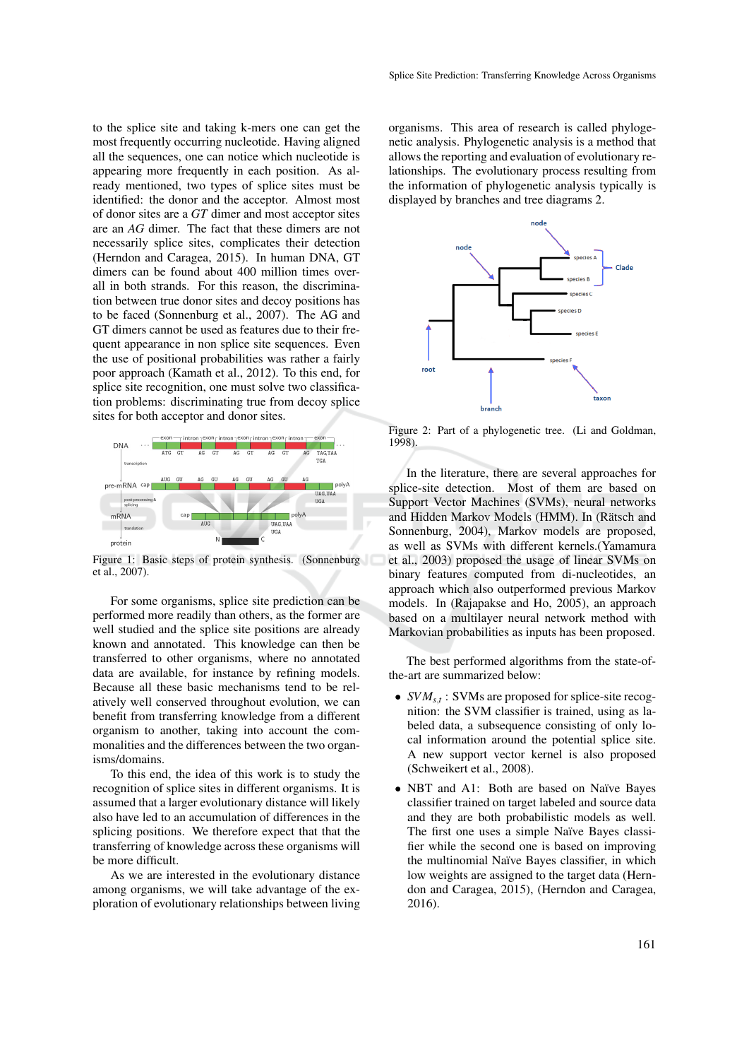to the splice site and taking k-mers one can get the most frequently occurring nucleotide. Having aligned all the sequences, one can notice which nucleotide is appearing more frequently in each position. As already mentioned, two types of splice sites must be identified: the donor and the acceptor. Almost most of donor sites are a *GT* dimer and most acceptor sites are an *AG* dimer. The fact that these dimers are not necessarily splice sites, complicates their detection (Herndon and Caragea, 2015). In human DNA, GT dimers can be found about 400 million times overall in both strands. For this reason, the discrimination between true donor sites and decoy positions has to be faced (Sonnenburg et al., 2007). The AG and GT dimers cannot be used as features due to their frequent appearance in non splice site sequences. Even the use of positional probabilities was rather a fairly poor approach (Kamath et al., 2012). To this end, for splice site recognition, one must solve two classification problems: discriminating true from decoy splice sites for both acceptor and donor sites.

Figure 1: Basic steps of protein synthesis. (Sonnenburg et al., 2007).

For some organisms, splice site prediction can be performed more readily than others, as the former are well studied and the splice site positions are already known and annotated. This knowledge can then be transferred to other organisms, where no annotated data are available, for instance by refining models. Because all these basic mechanisms tend to be relatively well conserved throughout evolution, we can benefit from transferring knowledge from a different organism to another, taking into account the commonalities and the differences between the two organisms/domains.

To this end, the idea of this work is to study the recognition of splice sites in different organisms. It is assumed that a larger evolutionary distance will likely also have led to an accumulation of differences in the splicing positions. We therefore expect that the transferring of knowledge across these organisms will be more difficult.

As we are interested in the evolutionary distance among organisms, we will take advantage of the exploration of evolutionary relationships between living organisms. This area of research is called phylogenetic analysis. Phylogenetic analysis is a method that allows the reporting and evaluation of evolutionary relationships. The evolutionary process resulting from the information of phylogenetic analysis typically is displayed by branches and tree diagrams 2.

Figure 2: Part of a phylogenetic tree. (Li and Goldman, 1998).

In the literature, there are several approaches for splice-site detection. Most of them are based on Support Vector Machines (SVMs), neural networks and Hidden Markov Models (HMM). In (Rätsch and Sonnenburg, 2004), Markov models are proposed, as well as SVMs with different kernels.(Yamamura et al., 2003) proposed the usage of linear SVMs on binary features computed from di-nucleotides, an approach which also outperformed previous Markov models. In (Rajapakse and Ho, 2005), an approach based on a multilayer neural network method with Markovian probabilities as inputs has been proposed.

The best performed algorithms from the state-of-the-art are summarized below:

- $SVM_{s,t}$ : SVMs are proposed for splice-site recognition: the SVM classifier is trained, using as labeled data, a subsequence consisting of only local information around the potential splice site. A new support vector kernel is also proposed (Schweikert et al., 2008).
- NBT and A1: Both are based on Naïve Bayes classifier trained on target labeled and source data and they are both probabilistic models as well. The first one uses a simple Naïve Bayes classifier while the second one is based on improving the multinomial Naïve Bayes classifier, in which low weights are assigned to the target data (Herndon and Caragea, 2015), (Herndon and Caragea, 2016).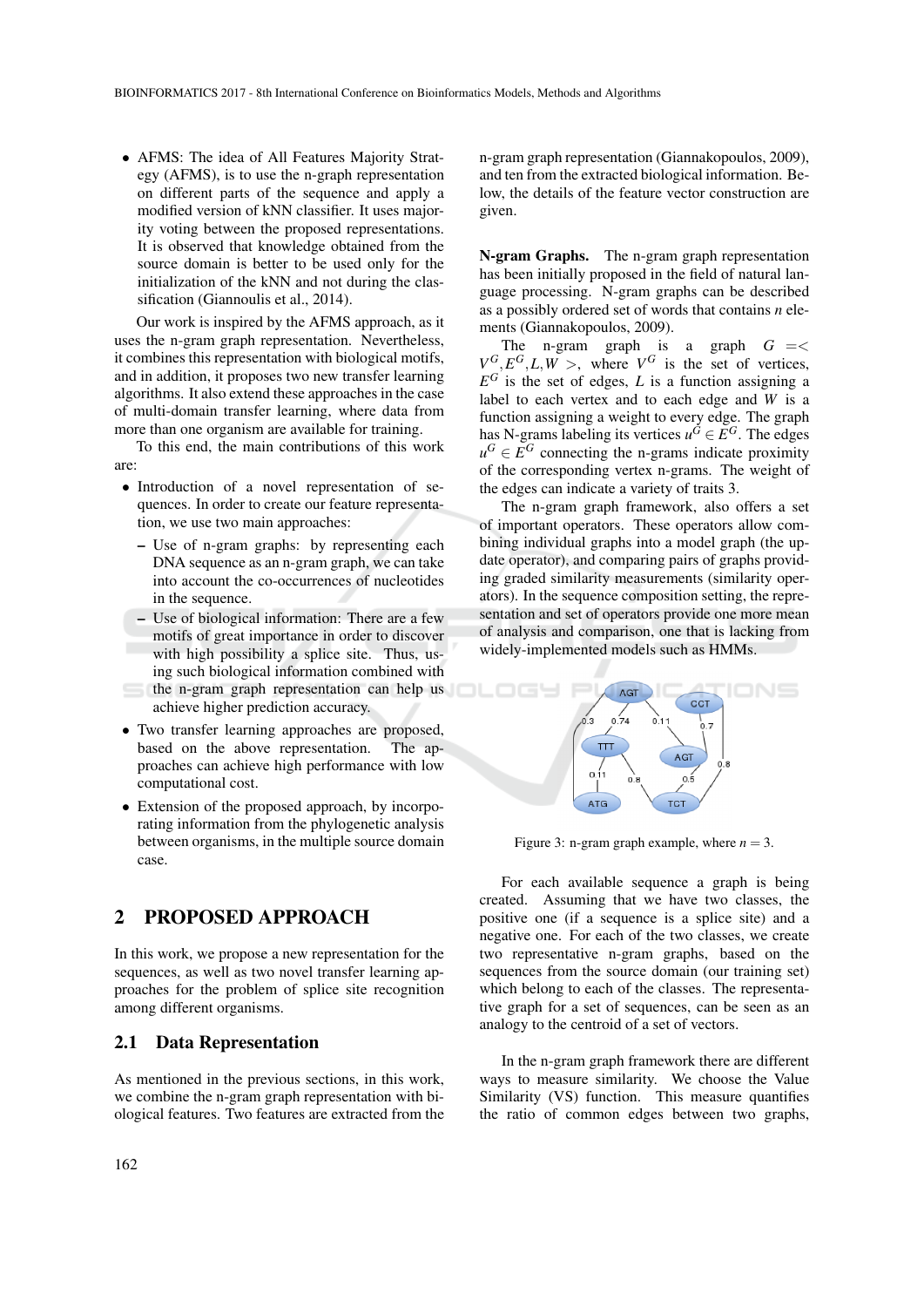- AFMS: The idea of All Features Majority Strategy (AFMS), is to use the n-graph representation on different parts of the sequence and apply a modified version of kNN classifier. It uses majority voting between the proposed representations. It is observed that knowledge obtained from the source domain is better to be used only for the initialization of the kNN and not during the classification (Giannoulis et al., 2014).

Our work is inspired by the AFMS approach, as it uses the n-gram graph representation. Nevertheless, it combines this representation with biological motifs, and in addition, it proposes two new transfer learning algorithms. It also extend these approaches in the case of multi-domain transfer learning, where data from more than one organism are available for training.

To this end, the main contributions of this work are:

- Introduction of a novel representation of sequences. In order to create our feature representation, we use two main approaches:
  - Use of n-gram graphs: by representing each DNA sequence as an n-gram graph, we can take into account the co-occurrences of nucleotides in the sequence.
  - Use of biological information: There are a few motifs of great importance in order to discover with high possibility a splice site. Thus, using such biological information combined with the n-gram graph representation can help us achieve higher prediction accuracy.
- Two transfer learning approaches are proposed, based on the above representation. The approaches can achieve high performance with low computational cost.
- Extension of the proposed approach, by incorporating information from the phylogenetic analysis between organisms, in the multiple source domain case.

## 2 PROPOSED APPROACH

In this work, we propose a new representation for the sequences, as well as two novel transfer learning approaches for the problem of splice site recognition among different organisms.

### 2.1 Data Representation

As mentioned in the previous sections, in this work, we combine the n-gram graph representation with biological features. Two features are extracted from the n-gram graph representation (Giannakopoulos, 2009), and ten from the extracted biological information. Below, the details of the feature vector construction are given.

**N-gram Graphs.** The n-gram graph representation has been initially proposed in the field of natural language processing. N-gram graphs can be described as a possibly ordered set of words that contains $n$ elements (Giannakopoulos, 2009).

The n-gram graph is a graph $G = < V^G, E^G, L, W >$, where $V^G$ is the set of vertices, $E^G$ is the set of edges, $L$ is a function assigning a label to each vertex and to each edge and $W$ is a function assigning a weight to every edge. The graph has N-grams labeling its vertices $u^G \in E^G$. The edges $u^G \in E^G$ connecting the n-grams indicate proximity of the corresponding vertex n-grams. The weight of the edges can indicate a variety of traits 3.

The n-gram graph framework, also offers a set of important operators. These operators allow combining individual graphs into a model graph (the update operator), and comparing pairs of graphs providing graded similarity measurements (similarity operators). In the sequence composition setting, the representation and set of operators provide one more mean of analysis and comparison, one that is lacking from widely-implemented models such as HMMs.

Figure 3: n-gram graph example, where $n = 3$.

For each available sequence a graph is being created. Assuming that we have two classes, the positive one (if a sequence is a splice site) and a negative one. For each of the two classes, we create two representative n-gram graphs, based on the sequences from the source domain (our training set) which belong to each of the classes. The representative graph for a set of sequences, can be seen as an analogy to the centroid of a set of vectors.

In the n-gram graph framework there are different ways to measure similarity. We choose the Value Similarity (VS) function. This measure quantifies the ratio of common edges between two graphs,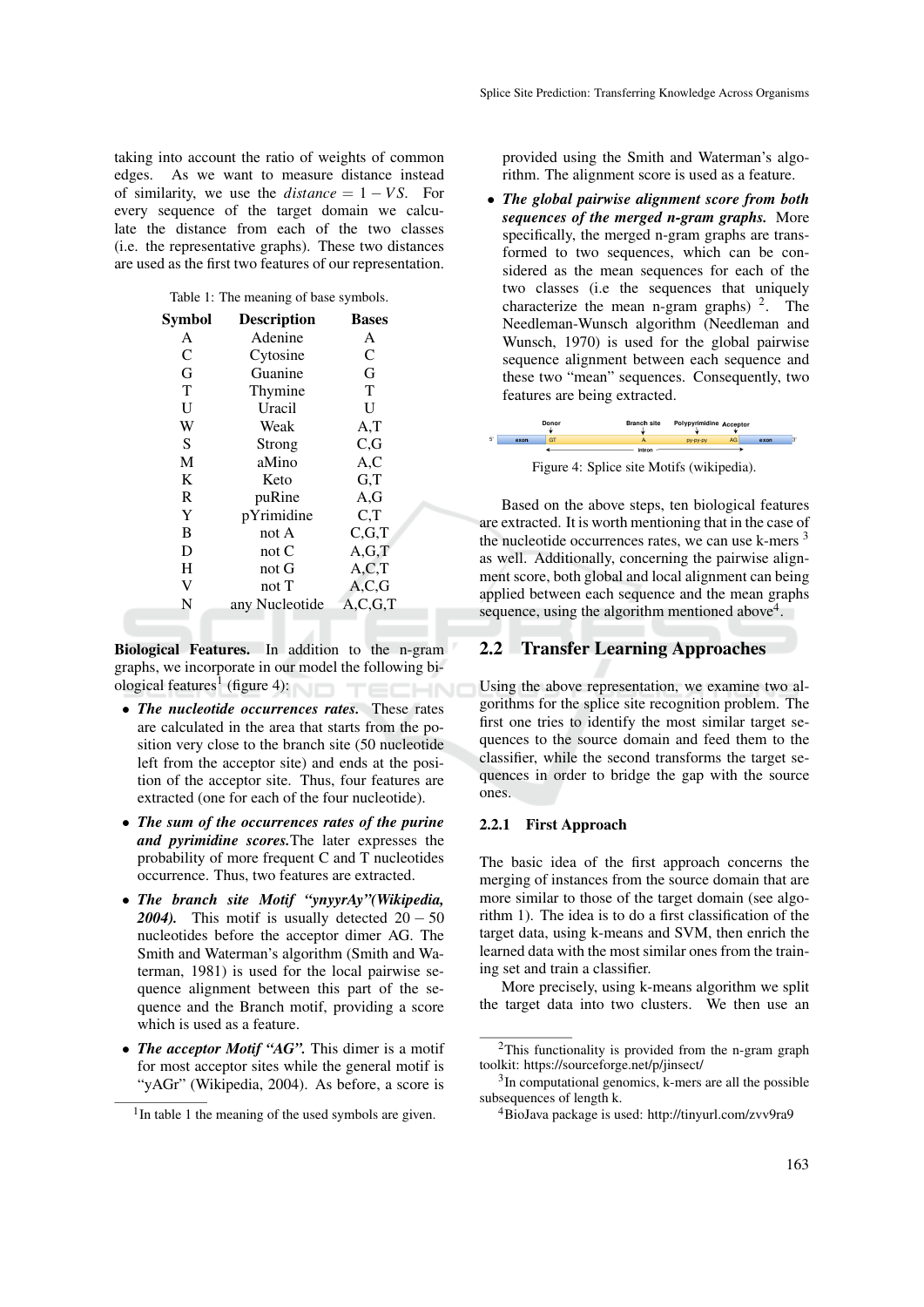taking into account the ratio of weights of common edges. As we want to measure distance instead of similarity, we use the $distance = 1 - VS$. For every sequence of the target domain we calculate the distance from each of the two classes (i.e. the representative graphs). These two distances are used as the first two features of our representation.

Table 1: The meaning of base symbols.

| Symbol | Description | Bases |
|---|---|---|
| A | Adenine | A |
| C | Cytosine | C |
| G | Guanine | G |
| T | Thymine | T |
| U | Uracil | U |
| W | Weak | A,T |
| S | Strong | C,G |
| M | aMino | A,C |
| K | Keto | G,T |
| R | puRine | A,G |
| Y | pYrimidine | C,T |
| B | not A | C,G,T |
| D | not C | A,G,T |
| H | not G | A,C,T |
| V | not T | A,C,G |
| N | any Nucleotide | A,C,G,T |

**Biological Features.** In addition to the n-gram graphs, we incorporate in our model the following biological features[1] (figure 4):

- ***The nucleotide occurrences rates.*** These rates are calculated in the area that starts from the position very close to the branch site (50 nucleotide left from the acceptor site) and ends at the position of the acceptor site. Thus, four features are extracted (one for each of the four nucleotide).
- ***The sum of the occurrences rates of the purine and pyrimidine scores.*** The later expresses the probability of more frequent C and T nucleotides occurrence. Thus, two features are extracted.
- ***The branch site Motif "ynyyrAy"(Wikipedia, 2004).*** This motif is usually detected $20-50$ nucleotides before the acceptor dimer AG. The Smith and Waterman's algorithm (Smith and Waterman, 1981) is used for the local pairwise sequence alignment between this part of the sequence and the Branch motif, providing a score which is used as a feature.
- ***The acceptor Motif "AG".*** This dimer is a motif for most acceptor sites while the general motif is "yAGr" (Wikipedia, 2004). As before, a score is provided using the Smith and Waterman's algorithm. The alignment score is used as a feature.
- ***The global pairwise alignment score from both sequences of the merged n-gram graphs.*** More specifically, the merged n-gram graphs are transformed to two sequences, which can be considered as the mean sequences for each of the two classes (i.e the sequences that uniquely characterize the mean n-gram graphs) [2]. The Needleman-Wunsch algorithm (Needleman and Wunsch, 1970) is used for the global pairwise sequence alignment between each sequence and these two "mean" sequences. Consequently, two features are being extracted.

Figure 4: Splice site Motifs (wikipedia).

Based on the above steps, ten biological features are extracted. It is worth mentioning that in the case of the nucleotide occurrences rates, we can use k-mers [3] as well. Additionally, concerning the pairwise alignment score, both global and local alignment can being applied between each sequence and the mean graphs sequence, using the algorithm mentioned above[4].

## 2.2 Transfer Learning Approaches

Using the above representation, we examine two algorithms for the splice site recognition problem. The first one tries to identify the most similar target sequences to the source domain and feed them to the classifier, while the second transforms the target sequences in order to bridge the gap with the source ones.

### 2.2.1 First Approach

The basic idea of the first approach concerns the merging of instances from the source domain that are more similar to those of the target domain (see algorithm 1). The idea is to do a first classification of the target data, using k-means and SVM, then enrich the learned data with the most similar ones from the training set and train a classifier.

More precisely, using k-means algorithm we split the target data into two clusters. We then use an

---

[1] In table 1 the meaning of the used symbols are given.

[2] This functionality is provided from the n-gram graph toolkit: https://sourceforge.net/p/jinsect/

[3] In computational genomics, k-mers are all the possible subsequences of length k.

[4] BioJava package is used: http://tinyurl.com/zvv9ra9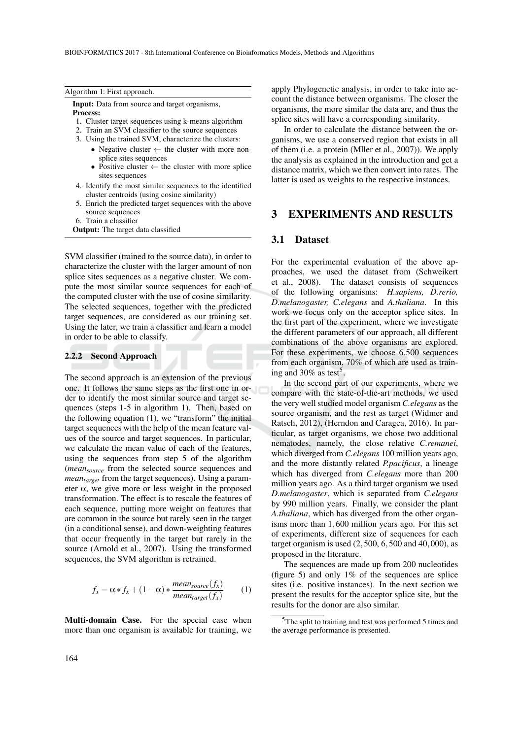Algorithm 1: First approach.

**Input:** Data from source and target organisms,
**Process:**

1. Cluster target sequences using k-means algorithm
2. Train an SVM classifier to the source sequences
3. Using the trained SVM, characterize the clusters:
   - Negative cluster ← the cluster with more non-splice sites sequences
   - Positive cluster ← the cluster with more splice sites sequences
4. Identify the most similar sequences to the identified cluster centroids (using cosine similarity)
5. Enrich the predicted target sequences with the above source sequences
6. Train a classifier

**Output:** The target data classified

SVM classifier (trained to the source data), in order to characterize the cluster with the larger amount of non splice sites sequences as a negative cluster. We compute the most similar source sequences for each of the computed cluster with the use of cosine similarity. The selected sequences, together with the predicted target sequences, are considered as our training set. Using the later, we train a classifier and learn a model in order to be able to classify.

#### 2.2.2 Second Approach

The second approach is an extension of the previous one. It follows the same steps as the first one in order to identify the most similar source and target sequences (steps 1-5 in algorithm 1). Then, based on the following equation (1), we "transform" the initial target sequences with the help of the mean feature values of the source and target sequences. In particular, we calculate the mean value of each of the features, using the sequences from step 5 of the algorithm ($mean_{source}$ from the selected source sequences and $mean_{target}$ from the target sequences). Using a parameter $\alpha$, we give more or less weight in the proposed transformation. The effect is to rescale the features of each sequence, putting more weight on features that are common in the source but rarely seen in the target (in a conditional sense), and down-weighting features that occur frequently in the target but rarely in the source (Arnold et al., 2007). Using the transformed sequences, the SVM algorithm is retrained.

$$f_x = \alpha * f_x + (1 - \alpha) * \frac{mean_{source}(f_x)}{mean_{target}(f_x)} \qquad (1)$$

**Multi-domain Case.** For the special case when more than one organism is available for training, we apply Phylogenetic analysis, in order to take into account the distance between organisms. The closer the organisms, the more similar the data are, and thus the splice sites will have a corresponding similarity.

In order to calculate the distance between the organisms, we use a conserved region that exists in all of them (i.e. a protein (Mller et al., 2007)). We apply the analysis as explained in the introduction and get a distance matrix, which we then convert into rates. The latter is used as weights to the respective instances.

## 3 EXPERIMENTS AND RESULTS

### 3.1 Dataset

For the experimental evaluation of the above approaches, we used the dataset from (Schweikert et al., 2008). The dataset consists of sequences of the following organisms: *H.sapiens, D.rerio, D.melanogaster, C.elegans* and *A.thaliana*. In this work we focus only on the acceptor splice sites. In the first part of the experiment, where we investigate the different parameters of our approach, all different combinations of the above organisms are explored. For these experiments, we choose 6.500 sequences from each organism, 70% of which are used as training and 30% as test[5].

In the second part of our experiments, where we compare with the state-of-the-art methods, we used the very well studied model organism *C.elegans* as the source organism, and the rest as target (Widmer and Ratsch, 2012), (Herndon and Caragea, 2016). In particular, as target organisms, we chose two additional nematodes, namely, the close relative *C.remanei*, which diverged from *C.elegans* 100 million years ago, and the more distantly related *P.pacificus*, a lineage which has diverged from *C.elegans* more than 200 million years ago. As a third target organism we used *D.melanogaster*, which is separated from *C.elegans* by 990 million years. Finally, we consider the plant *A.thaliana*, which has diverged from the other organisms more than 1,600 million years ago. For this set of experiments, different size of sequences for each target organism is used (2,500, 6,500 and 40,000), as proposed in the literature.

The sequences are made up from 200 nucleotides (figure 5) and only 1% of the sequences are splice sites (i.e. positive instances). In the next section we present the results for the acceptor splice site, but the results for the donor are also similar.

[5]The split to training and test was performed 5 times and the average performance is presented.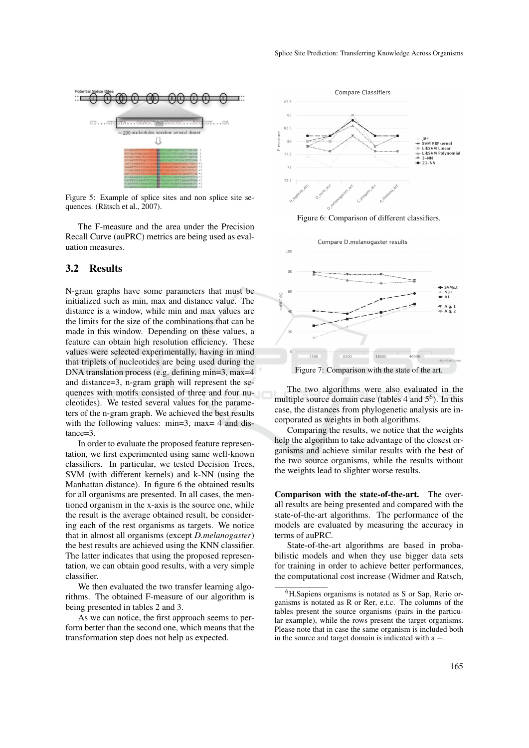Figure 5: Example of splice sites and non splice site sequences. (Rätsch et al., 2007).

The F-measure and the area under the Precision Recall Curve (auPRC) metrics are being used as evaluation measures.

### 3.2 Results

N-gram graphs have some parameters that must be initialized such as min, max and distance value. The distance is a window, while min and max values are the limits for the size of the combinations that can be made in this window. Depending on these values, a feature can obtain high resolution efficiency. These values were selected experimentally, having in mind that triplets of nucleotides are being used during the DNA translation process (e.g. defining min=3, max=4 and distance=3, n-gram graph will represent the sequences with motifs consisted of three and four nucleotides). We tested several values for the parameters of the n-gram graph. We achieved the best results with the following values: min=3, max= 4 and distance=3.

In order to evaluate the proposed feature representation, we first experimented using same well-known classifiers. In particular, we tested Decision Trees, SVM (with different kernels) and k-NN (using the Manhattan distance). In figure 6 the obtained results for all organisms are presented. In all cases, the mentioned organism in the x-axis is the source one, while the result is the average obtained result, be considering each of the rest organisms as targets. We notice that in almost all organisms (except *D.melanogaster*) the best results are achieved using the KNN classifier. The latter indicates that using the proposed representation, we can obtain good results, with a very simple classifier.

We then evaluated the two transfer learning algorithms. The obtained F-measure of our algorithm is being presented in tables 2 and 3.

As we can notice, the first approach seems to perform better than the second one, which means that the transformation step does not help as expected.

Figure 6: Comparison of different classifiers.

Figure 7: Comparison with the state of the art.

The two algorithms were also evaluated in the multiple source domain case (tables 4 and 5[6]). In this case, the distances from phylogenetic analysis are incorporated as weights in both algorithms.

Comparing the results, we notice that the weights help the algorithm to take advantage of the closest organisms and achieve similar results with the best of the two source organisms, while the results without the weights lead to slighter worse results.

**Comparison with the state-of-the-art.** The overall results are being presented and compared with the state-of-the-art algorithms. The performance of the models are evaluated by measuring the accuracy in terms of auPRC.

State-of-the-art algorithms are based in probabilistic models and when they use bigger data sets for training in order to achieve better performances, the computational cost increase (Widmer and Ratsch,

[6] H.Sapiens organisms is notated as S or Sap, Rerio organisms is notated as R or Rer, e.t.c. The columns of the tables present the source organisms (pairs in the particular example), while the rows present the target organisms. Please note that in case the same organism is included both in the source and target domain is indicated with a −.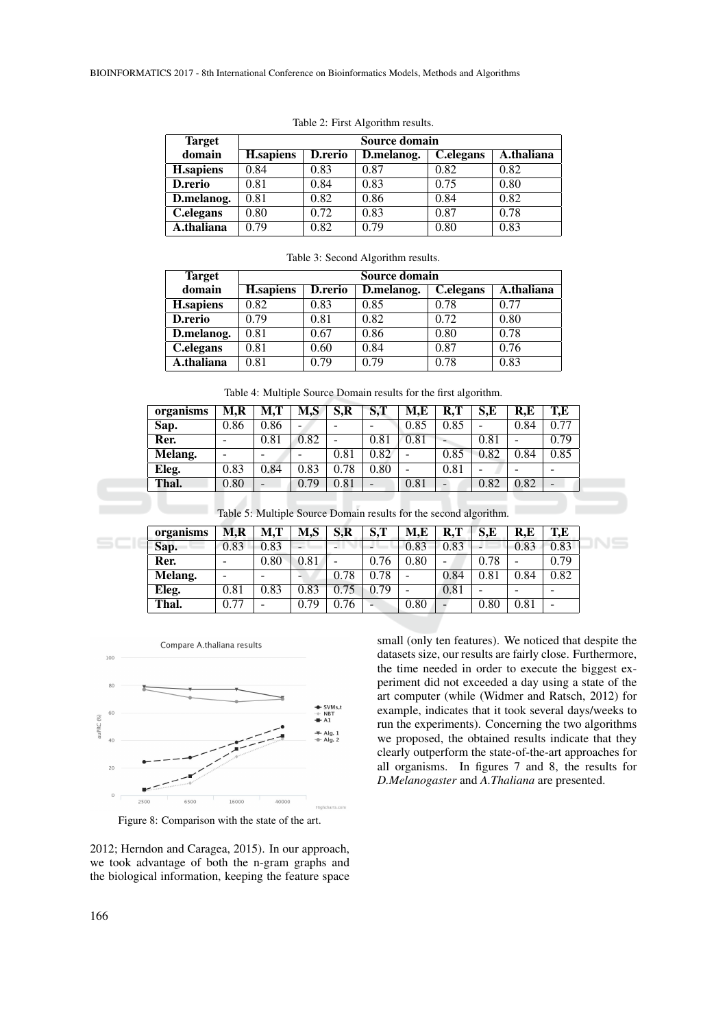Table 2: First Algorithm results.

| Target domain | Source domain | | | | |
|---|---|---|---|---|---|
| | **H.sapiens** | **D.rerio** | **D.melanog.** | **C.elegans** | **A.thaliana** |
| **H.sapiens** | 0.84 | 0.83 | 0.87 | 0.82 | 0.82 |
| **D.rerio** | 0.81 | 0.84 | 0.83 | 0.75 | 0.80 |
| **D.melanog.** | 0.81 | 0.82 | 0.86 | 0.84 | 0.82 |
| **C.elegans** | 0.80 | 0.72 | 0.83 | 0.87 | 0.78 |
| **A.thaliana** | 0.79 | 0.82 | 0.79 | 0.80 | 0.83 |

Table 3: Second Algorithm results.

| Target domain | Source domain | | | | |
|---|---|---|---|---|---|
| | **H.sapiens** | **D.rerio** | **D.melanog.** | **C.elegans** | **A.thaliana** |
| **H.sapiens** | 0.82 | 0.83 | 0.85 | 0.78 | 0.77 |
| **D.rerio** | 0.79 | 0.81 | 0.82 | 0.72 | 0.80 |
| **D.melanog.** | 0.81 | 0.67 | 0.86 | 0.80 | 0.78 |
| **C.elegans** | 0.81 | 0.60 | 0.84 | 0.87 | 0.76 |
| **A.thaliana** | 0.81 | 0.79 | 0.79 | 0.78 | 0.83 |

Table 4: Multiple Source Domain results for the first algorithm.

| organisms | M,R | M,T | M,S | S,R | S,T | M,E | R,T | S,E | R,E | T,E |
|---|---|---|---|---|---|---|---|---|---|---|
| **Sap.** | 0.86 | 0.86 | - | - | - | 0.85 | 0.85 | - | 0.84 | 0.77 |
| **Rer.** | - | 0.81 | 0.82 | - | 0.81 | 0.81 | - | 0.81 | - | 0.79 |
| **Melang.** | - | - | - | 0.81 | 0.82 | - | 0.85 | 0.82 | 0.84 | 0.85 |
| **Eleg.** | 0.83 | 0.84 | 0.83 | 0.78 | 0.80 | - | 0.81 | - | - | - |
| **Thal.** | 0.80 | - | 0.79 | 0.81 | - | 0.81 | - | 0.82 | 0.82 | - |

Table 5: Multiple Source Domain results for the second algorithm.

| organisms | M,R | M,T | M,S | S,R | S,T | M,E | R,T | S,E | R,E | T,E |
|---|---|---|---|---|---|---|---|---|---|---|
| **Sap.** | 0.83 | 0.83 | - | - | - | 0.83 | 0.83 | - | 0.83 | 0.83 |
| **Rer.** | - | 0.80 | 0.81 | - | 0.76 | 0.80 | - | 0.78 | - | 0.79 |
| **Melang.** | - | - | - | 0.78 | 0.78 | - | 0.84 | 0.81 | 0.84 | 0.82 |
| **Eleg.** | 0.81 | 0.83 | 0.83 | 0.75 | 0.79 | - | 0.81 | - | - | - |
| **Thal.** | 0.77 | - | 0.79 | 0.76 | - | 0.80 | - | 0.80 | 0.81 | - |

Figure 8: Comparison with the state of the art.

2012; Herndon and Caragea, 2015). In our approach, we took advantage of both the n-gram graphs and the biological information, keeping the feature space small (only ten features). We noticed that despite the datasets size, our results are fairly close. Furthermore, the time needed in order to execute the biggest experiment did not exceeded a day using a state of the art computer (while (Widmer and Ratsch, 2012) for example, indicates that it took several days/weeks to run the experiments). Concerning the two algorithms we proposed, the obtained results indicate that they clearly outperform the state-of-the-art approaches for all organisms. In figures 7 and 8, the results for *D.Melanogaster* and *A.Thaliana* are presented.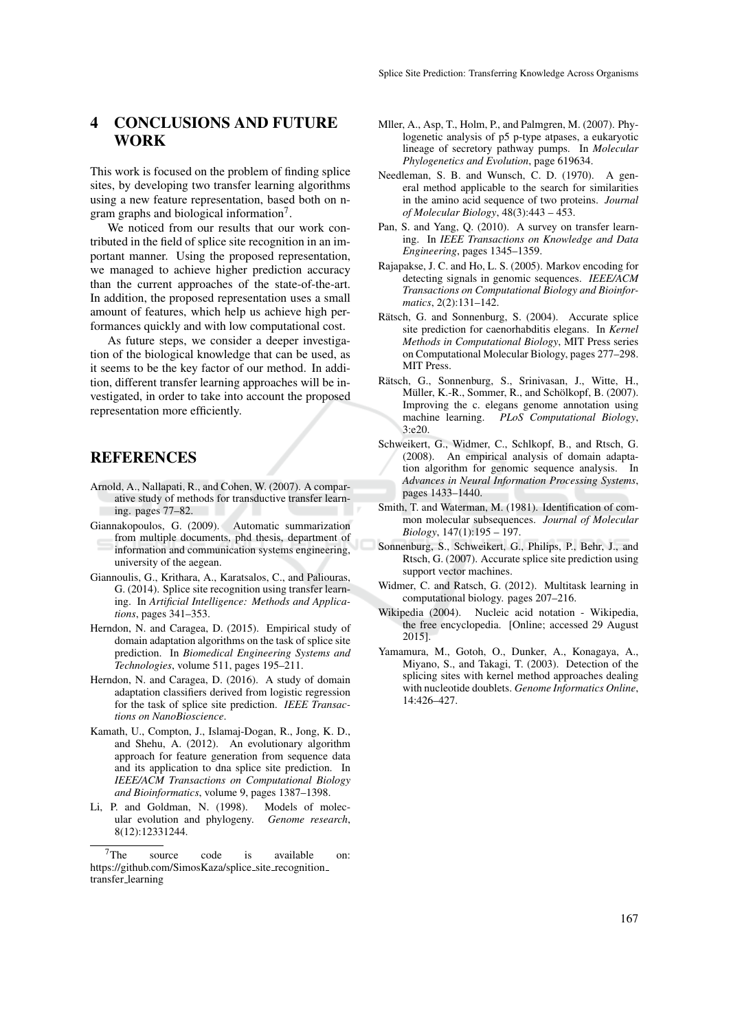## 4 CONCLUSIONS AND FUTURE WORK

This work is focused on the problem of finding splice sites, by developing two transfer learning algorithms using a new feature representation, based both on n-gram graphs and biological information[7].

We noticed from our results that our work contributed in the field of splice site recognition in an important manner. Using the proposed representation, we managed to achieve higher prediction accuracy than the current approaches of the state-of-the-art. In addition, the proposed representation uses a small amount of features, which help us achieve high performances quickly and with low computational cost.

As future steps, we consider a deeper investigation of the biological knowledge that can be used, as it seems to be the key factor of our method. In addition, different transfer learning approaches will be investigated, in order to take into account the proposed representation more efficiently.

## REFERENCES

Arnold, A., Nallapati, R., and Cohen, W. (2007). A comparative study of methods for transductive transfer learning. pages 77–82.

Giannakopoulos, G. (2009). Automatic summarization from multiple documents, phd thesis, department of information and communication systems engineering, university of the aegean.

Giannoulis, G., Krithara, A., Karatsalos, C., and Paliouras, G. (2014). Splice site recognition using transfer learning. In *Artificial Intelligence: Methods and Applications*, pages 341–353.

Herndon, N. and Caragea, D. (2015). Empirical study of domain adaptation algorithms on the task of splice site prediction. In *Biomedical Engineering Systems and Technologies*, volume 511, pages 195–211.

Herndon, N. and Caragea, D. (2016). A study of domain adaptation classifiers derived from logistic regression for the task of splice site prediction. *IEEE Transactions on NanoBioscience*.

Kamath, U., Compton, J., Islamaj-Dogan, R., Jong, K. D., and Shehu, A. (2012). An evolutionary algorithm approach for feature generation from sequence data and its application to dna splice site prediction. In *IEEE/ACM Transactions on Computational Biology and Bioinformatics*, volume 9, pages 1387–1398.

Li, P. and Goldman, N. (1998). Models of molecular evolution and phylogeny. *Genome research*, 8(12):12331244.

Mller, A., Asp, T., Holm, P., and Palmgren, M. (2007). Phylogenetic analysis of p5 p-type atpases, a eukaryotic lineage of secretory pathway pumps. In *Molecular Phylogenetics and Evolution*, page 619634.

Needleman, S. B. and Wunsch, C. D. (1970). A general method applicable to the search for similarities in the amino acid sequence of two proteins. *Journal of Molecular Biology*, 48(3):443 – 453.

Pan, S. and Yang, Q. (2010). A survey on transfer learning. In *IEEE Transactions on Knowledge and Data Engineering*, pages 1345–1359.

Rajapakse, J. C. and Ho, L. S. (2005). Markov encoding for detecting signals in genomic sequences. *IEEE/ACM Transactions on Computational Biology and Bioinformatics*, 2(2):131–142.

Rätsch, G. and Sonnenburg, S. (2004). Accurate splice site prediction for caenorhabditis elegans. In *Kernel Methods in Computational Biology*, MIT Press series on Computational Molecular Biology, pages 277–298. MIT Press.

Rätsch, G., Sonnenburg, S., Srinivasan, J., Witte, H., Müller, K.-R., Sommer, R., and Schölkopf, B. (2007). Improving the c. elegans genome annotation using machine learning. *PLoS Computational Biology*, 3:e20.

Schweikert, G., Widmer, C., Schlkopf, B., and Rtsch, G. (2008). An empirical analysis of domain adaptation algorithm for genomic sequence analysis. In *Advances in Neural Information Processing Systems*, pages 1433–1440.

Smith, T. and Waterman, M. (1981). Identification of common molecular subsequences. *Journal of Molecular Biology*, 147(1):195 – 197.

Sonnenburg, S., Schweikert, G., Philips, P., Behr, J., and Rtsch, G. (2007). Accurate splice site prediction using support vector machines.

Widmer, C. and Ratsch, G. (2012). Multitask learning in computational biology. pages 207–216.

Wikipedia (2004). Nucleic acid notation - Wikipedia, the free encyclopedia. [Online; accessed 29 August 2015].

Yamamura, M., Gotoh, O., Dunker, A., Konagaya, A., Miyano, S., and Takagi, T. (2003). Detection of the splicing sites with kernel method approaches dealing with nucleotide doublets. *Genome Informatics Online*, 14:426–427.

[7] The source code is available on: https://github.com/SimosKaza/splice_site_recognition_transfer_learning